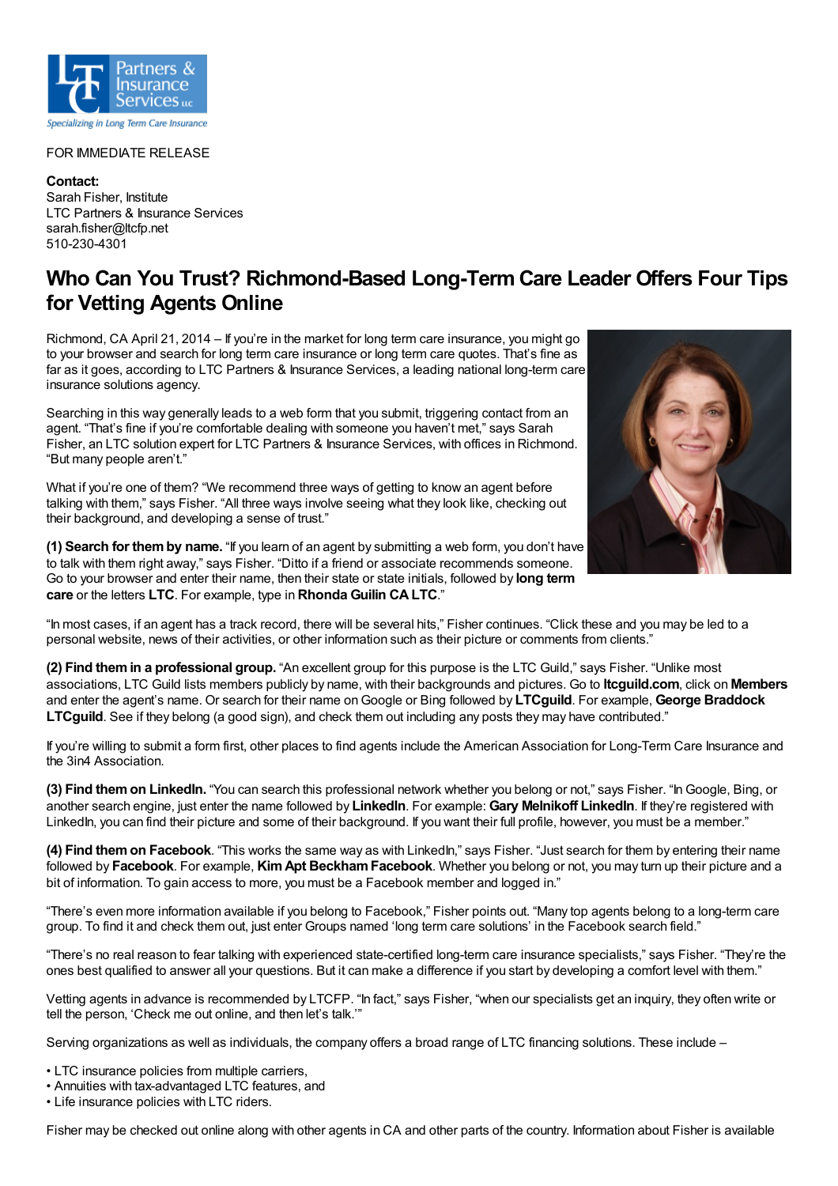Partners & Insurance Services LLC

*Specializing in Long Term Care Insurance*

FOR IMMEDIATE RELEASE

**Contact:**
Sarah Fisher, Institute
LTC Partners & Insurance Services
sarah.fisher@ltcfp.net
510-230-4301

# Who Can You Trust? Richmond-Based Long-Term Care Leader Offers Four Tips for Vetting Agents Online

Richmond, CA April 21, 2014 – If you're in the market for long term care insurance, you might go to your browser and search for long term care insurance or long term care quotes. That's fine as far as it goes, according to LTC Partners & Insurance Services, a leading national long-term care insurance solutions agency.

Searching in this way generally leads to a web form that you submit, triggering contact from an agent. "That's fine if you're comfortable dealing with someone you haven't met," says Sarah Fisher, an LTC solution expert for LTC Partners & Insurance Services, with offices in Richmond. "But many people aren't."

What if you're one of them? "We recommend three ways of getting to know an agent before talking with them," says Fisher. "All three ways involve seeing what they look like, checking out their background, and developing a sense of trust."

**(1) Search for them by name.** "If you learn of an agent by submitting a web form, you don't have to talk with them right away," says Fisher. "Ditto if a friend or associate recommends someone. Go to your browser and enter their name, then their state or state initials, followed by **long term care** or the letters **LTC**. For example, type in **Rhonda Guilin CA LTC**."

"In most cases, if an agent has a track record, there will be several hits," Fisher continues. "Click these and you may be led to a personal website, news of their activities, or other information such as their picture or comments from clients."

**(2) Find them in a professional group.** "An excellent group for this purpose is the LTC Guild," says Fisher. "Unlike most associations, LTC Guild lists members publicly by name, with their backgrounds and pictures. Go to **ltcguild.com**, click on **Members** and enter the agent's name. Or search for their name on Google or Bing followed by **LTCguild**. For example, **George Braddock LTCguild**. See if they belong (a good sign), and check them out including any posts they may have contributed."

If you're willing to submit a form first, other places to find agents include the American Association for Long-Term Care Insurance and the 3in4 Association.

**(3) Find them on LinkedIn.** "You can search this professional network whether you belong or not," says Fisher. "In Google, Bing, or another search engine, just enter the name followed by **LinkedIn**. For example: **Gary Melnikoff LinkedIn**. If they're registered with LinkedIn, you can find their picture and some of their background. If you want their full profile, however, you must be a member."

**(4) Find them on Facebook**. "This works the same way as with LinkedIn," says Fisher. "Just search for them by entering their name followed by **Facebook**. For example, **Kim Apt Beckham Facebook**. Whether you belong or not, you may turn up their picture and a bit of information. To gain access to more, you must be a Facebook member and logged in."

"There's even more information available if you belong to Facebook," Fisher points out. "Many top agents belong to a long-term care group. To find it and check them out, just enter Groups named 'long term care solutions' in the Facebook search field."

"There's no real reason to fear talking with experienced state-certified long-term care insurance specialists," says Fisher. "They're the ones best qualified to answer all your questions. But it can make a difference if you start by developing a comfort level with them."

Vetting agents in advance is recommended by LTCFP. "In fact," says Fisher, "when our specialists get an inquiry, they often write or tell the person, 'Check me out online, and then let's talk.'"

Serving organizations as well as individuals, the company offers a broad range of LTC financing solutions. These include –

- LTC insurance policies from multiple carriers,
- Annuities with tax-advantaged LTC features, and
- Life insurance policies with LTC riders.

Fisher may be checked out online along with other agents in CA and other parts of the country. Information about Fisher is available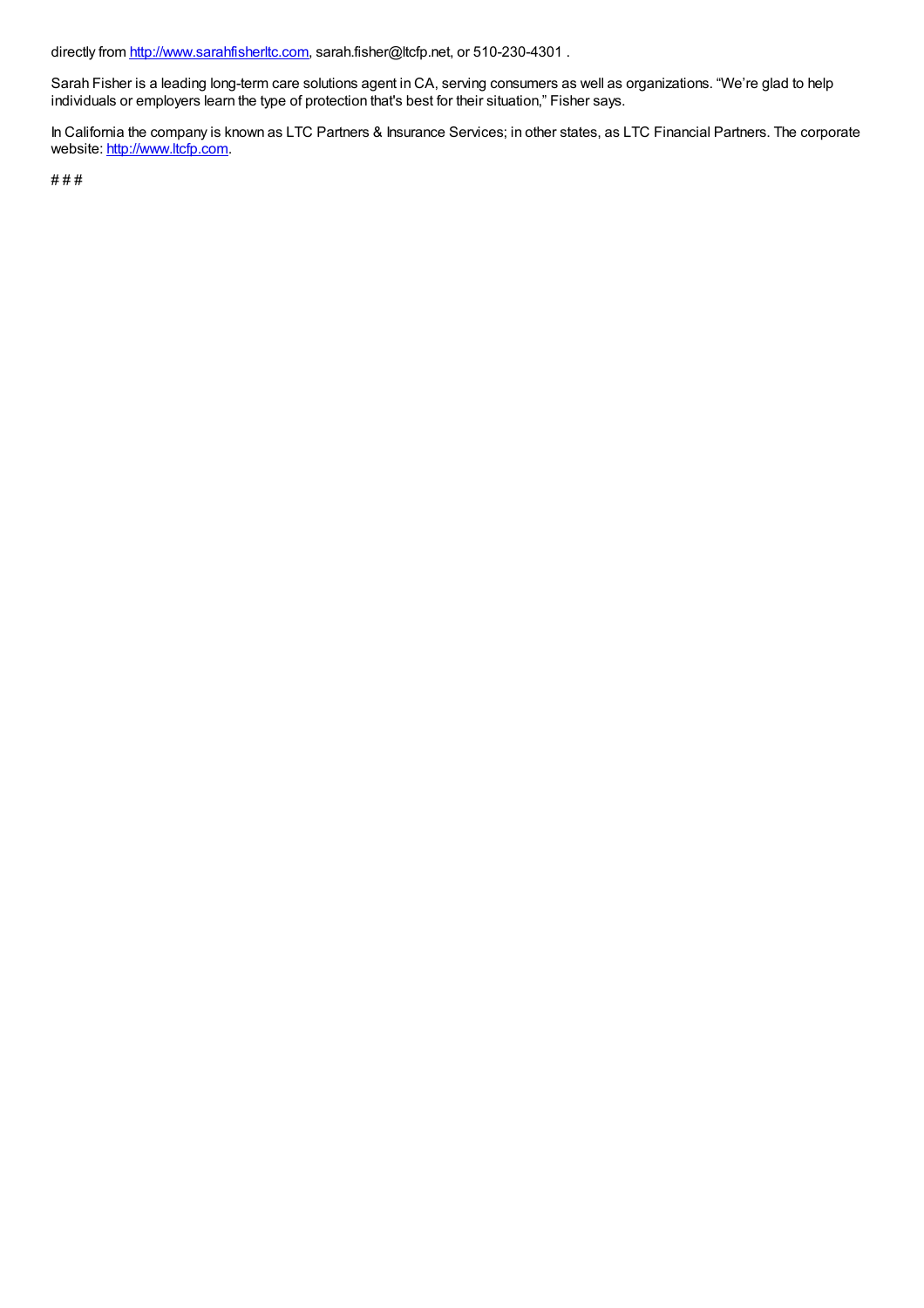directly from [http://www.sarahfisherltc.com](http://www.sarahfisherltc.com), sarah.fisher@ltcfp.net, or 510-230-4301 .

Sarah Fisher is a leading long-term care solutions agent in CA, serving consumers as well as organizations. "We're glad to help individuals or employers learn the type of protection that's best for their situation," Fisher says.

In California the company is known as LTC Partners & Insurance Services; in other states, as LTC Financial Partners. The corporate website: [http://www.ltcfp.com](http://www.ltcfp.com).

# # #